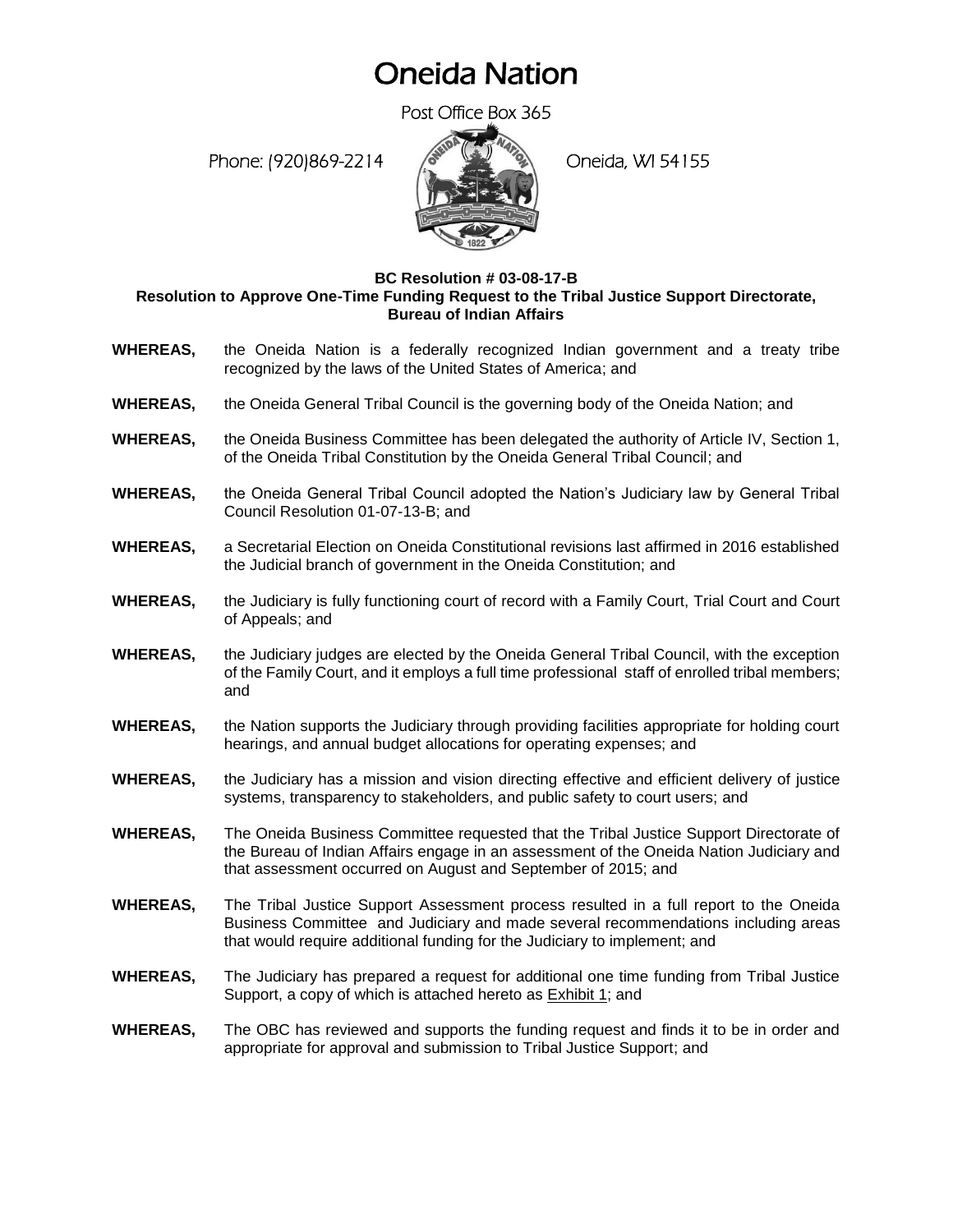# Oneida Nation

Post Office Box 365

Phone: (920)869-2214 Oneida, WI 54155

**BC Resolution # 03-08-17-B**
**Resolution to Approve One-Time Funding Request to the Tribal Justice Support Directorate, Bureau of Indian Affairs**

**WHEREAS,** the Oneida Nation is a federally recognized Indian government and a treaty tribe recognized by the laws of the United States of America; and

**WHEREAS,** the Oneida General Tribal Council is the governing body of the Oneida Nation; and

**WHEREAS,** the Oneida Business Committee has been delegated the authority of Article IV, Section 1, of the Oneida Tribal Constitution by the Oneida General Tribal Council; and

**WHEREAS,** the Oneida General Tribal Council adopted the Nation's Judiciary law by General Tribal Council Resolution 01-07-13-B; and

**WHEREAS,** a Secretarial Election on Oneida Constitutional revisions last affirmed in 2016 established the Judicial branch of government in the Oneida Constitution; and

**WHEREAS,** the Judiciary is fully functioning court of record with a Family Court, Trial Court and Court of Appeals; and

**WHEREAS,** the Judiciary judges are elected by the Oneida General Tribal Council, with the exception of the Family Court, and it employs a full time professional staff of enrolled tribal members; and

**WHEREAS,** the Nation supports the Judiciary through providing facilities appropriate for holding court hearings, and annual budget allocations for operating expenses; and

**WHEREAS,** the Judiciary has a mission and vision directing effective and efficient delivery of justice systems, transparency to stakeholders, and public safety to court users; and

**WHEREAS,** The Oneida Business Committee requested that the Tribal Justice Support Directorate of the Bureau of Indian Affairs engage in an assessment of the Oneida Nation Judiciary and that assessment occurred on August and September of 2015; and

**WHEREAS,** The Tribal Justice Support Assessment process resulted in a full report to the Oneida Business Committee and Judiciary and made several recommendations including areas that would require additional funding for the Judiciary to implement; and

**WHEREAS,** The Judiciary has prepared a request for additional one time funding from Tribal Justice Support, a copy of which is attached hereto as Exhibit 1; and

**WHEREAS,** The OBC has reviewed and supports the funding request and finds it to be in order and appropriate for approval and submission to Tribal Justice Support; and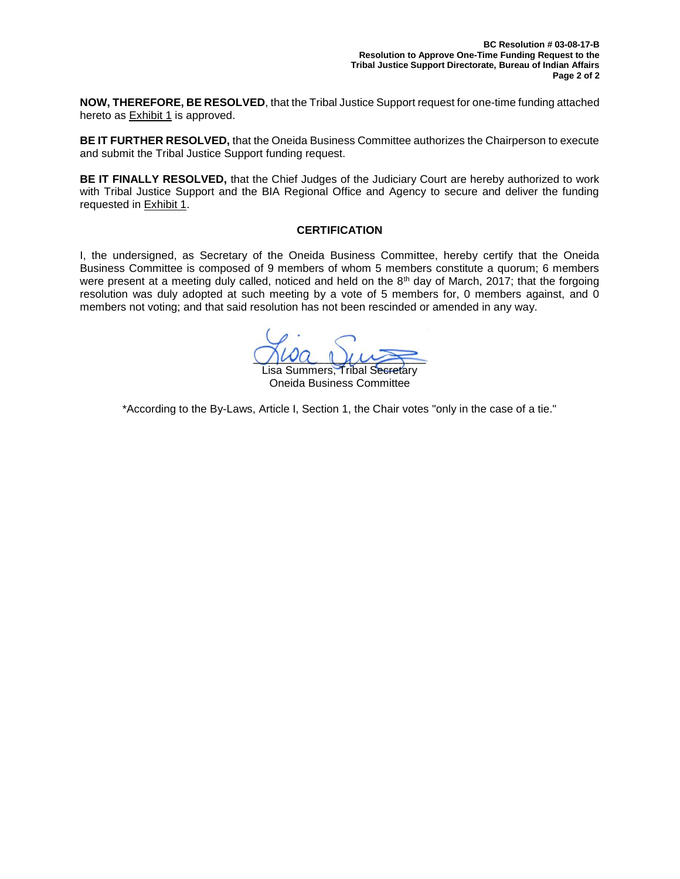**NOW, THEREFORE, BE RESOLVED**, that the Tribal Justice Support request for one-time funding attached hereto as Exhibit 1 is approved.

**BE IT FURTHER RESOLVED,** that the Oneida Business Committee authorizes the Chairperson to execute and submit the Tribal Justice Support funding request.

**BE IT FINALLY RESOLVED,** that the Chief Judges of the Judiciary Court are hereby authorized to work with Tribal Justice Support and the BIA Regional Office and Agency to secure and deliver the funding requested in Exhibit 1.

## CERTIFICATION

I, the undersigned, as Secretary of the Oneida Business Committee, hereby certify that the Oneida Business Committee is composed of 9 members of whom 5 members constitute a quorum; 6 members were present at a meeting duly called, noticed and held on the 8th day of March, 2017; that the forgoing resolution was duly adopted at such meeting by a vote of 5 members for, 0 members against, and 0 members not voting; and that said resolution has not been rescinded or amended in any way.

Lisa Summers, Tribal Secretary
Oneida Business Committee

*According to the By-Laws, Article I, Section 1, the Chair votes "only in the case of a tie."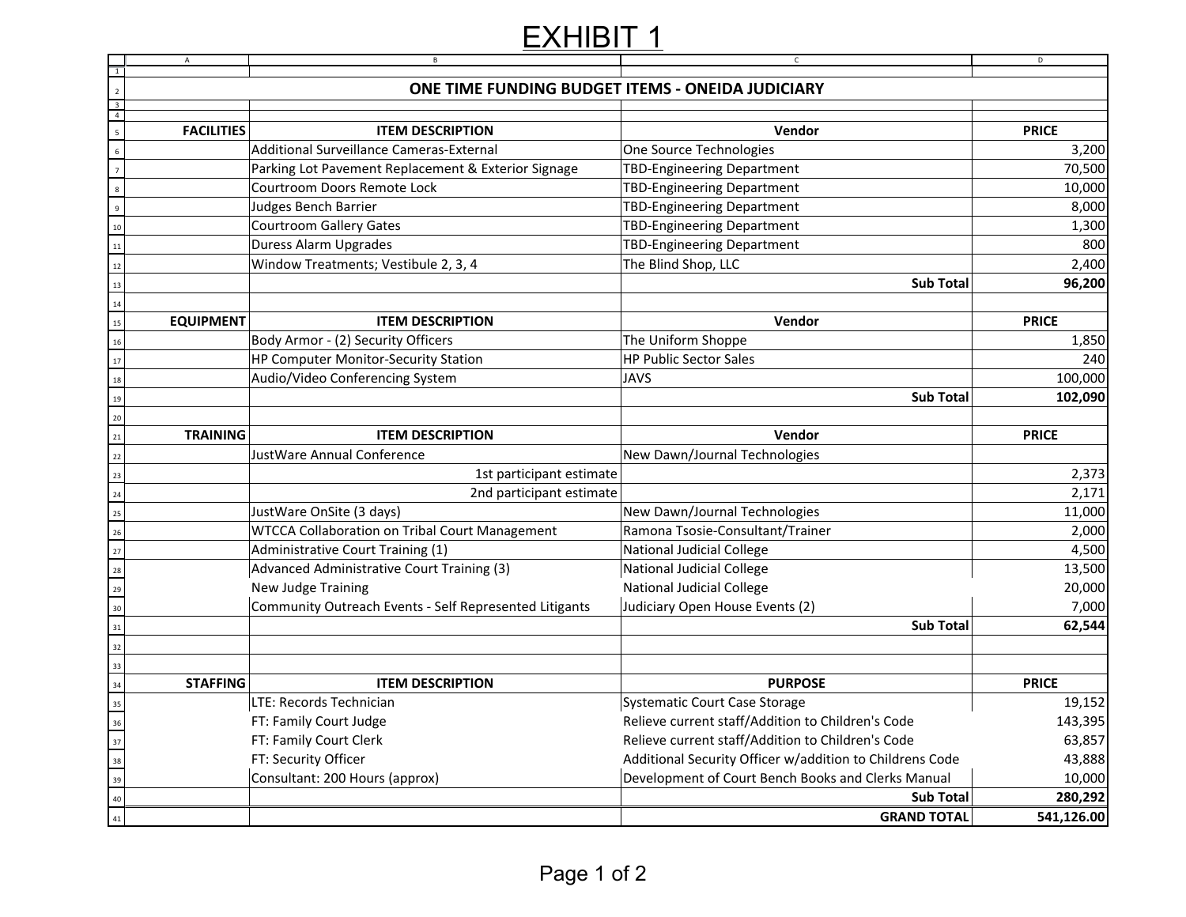# EXHIBIT 1

## ONE TIME FUNDING BUDGET ITEMS - ONEIDA JUDICIARY

| | | | |
|---|---|---|---|
| **FACILITIES** | **ITEM DESCRIPTION** | **Vendor** | **PRICE** |
| | Additional Surveillance Cameras-External | One Source Technologies | 3,200 |
| | Parking Lot Pavement Replacement & Exterior Signage | TBD-Engineering Department | 70,500 |
| | Courtroom Doors Remote Lock | TBD-Engineering Department | 10,000 |
| | Judges Bench Barrier | TBD-Engineering Department | 8,000 |
| | Courtroom Gallery Gates | TBD-Engineering Department | 1,300 |
| | Duress Alarm Upgrades | TBD-Engineering Department | 800 |
| | Window Treatments; Vestibule 2, 3, 4 | The Blind Shop, LLC | 2,400 |
| | | **Sub Total** | **96,200** |
| | | | |
| **EQUIPMENT** | **ITEM DESCRIPTION** | **Vendor** | **PRICE** |
| | Body Armor - (2) Security Officers | The Uniform Shoppe | 1,850 |
| | HP Computer Monitor-Security Station | HP Public Sector Sales | 240 |
| | Audio/Video Conferencing System | JAVS | 100,000 |
| | | **Sub Total** | **102,090** |
| | | | |
| **TRAINING** | **ITEM DESCRIPTION** | **Vendor** | **PRICE** |
| | JustWare Annual Conference | New Dawn/Journal Technologies | |
| | 1st participant estimate | | 2,373 |
| | 2nd participant estimate | | 2,171 |
| | JustWare OnSite (3 days) | New Dawn/Journal Technologies | 11,000 |
| | WTCCA Collaboration on Tribal Court Management | Ramona Tsosie-Consultant/Trainer | 2,000 |
| | Administrative Court Training (1) | National Judicial College | 4,500 |
| | Advanced Administrative Court Training (3) | National Judicial College | 13,500 |
| | New Judge Training | National Judicial College | 20,000 |
| | Community Outreach Events - Self Represented Litigants | Judiciary Open House Events (2) | 7,000 |
| | | **Sub Total** | **62,544** |
| | | | |
| **STAFFING** | **ITEM DESCRIPTION** | **PURPOSE** | **PRICE** |
| | LTE: Records Technician | Systematic Court Case Storage | 19,152 |
| | FT: Family Court Judge | Relieve current staff/Addition to Children's Code | 143,395 |
| | FT: Family Court Clerk | Relieve current staff/Addition to Children's Code | 63,857 |
| | FT: Security Officer | Additional Security Officer w/addition to Childrens Code | 43,888 |
| | Consultant: 200 Hours (approx) | Development of Court Bench Books and Clerks Manual | 10,000 |
| | | **Sub Total** | **280,292** |
| | | **GRAND TOTAL** | **541,126.00** |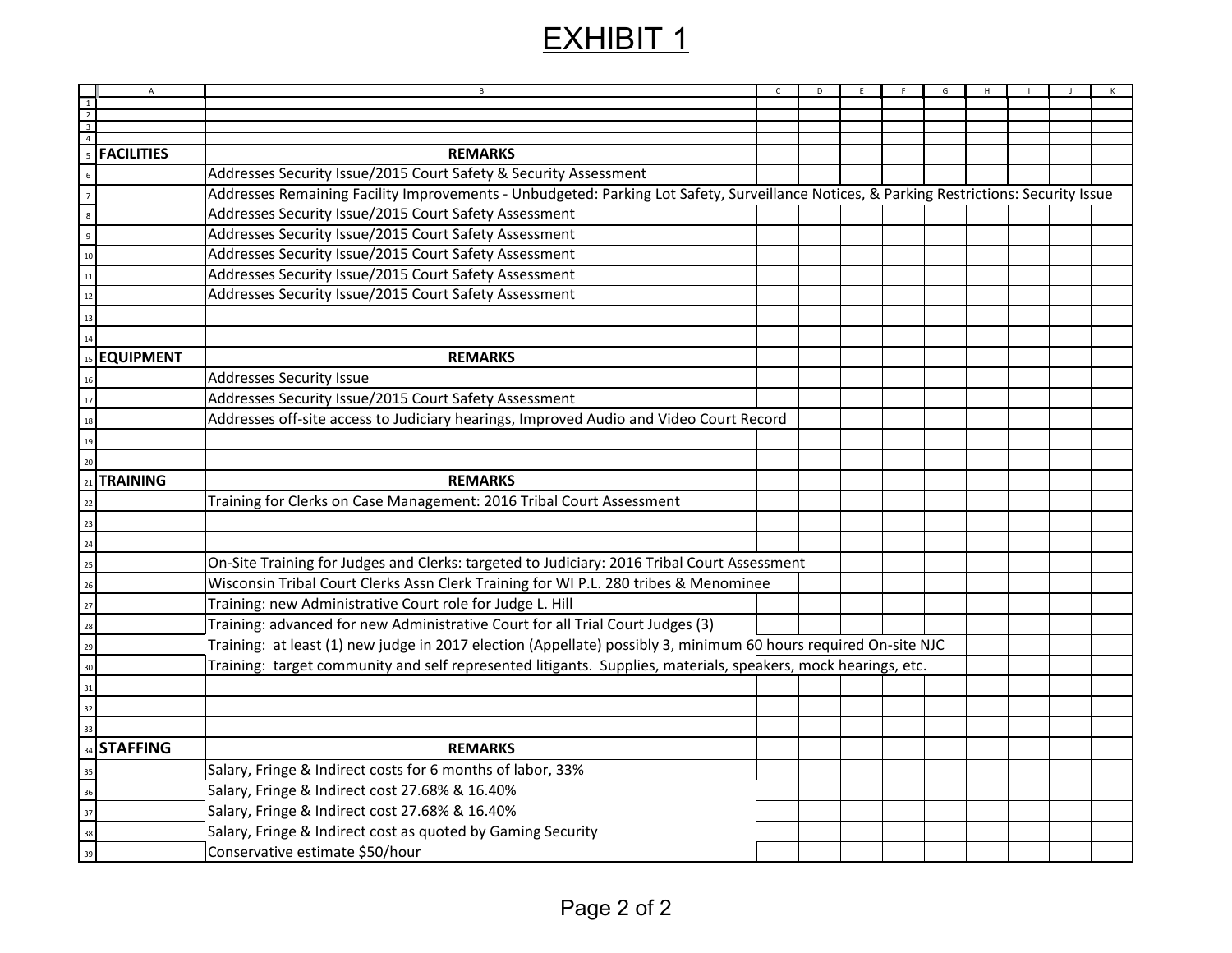# EXHIBIT 1

| | A | B | C | D | E | F | G | H | I | J | K |
|---|---|---|---|---|---|---|---|---|---|---|---|
| 1 | | | | | | | | | | | |
| 2 | | | | | | | | | | | |
| 3 | | | | | | | | | | | |
| 4 | | | | | | | | | | | |
| 5 | **FACILITIES** | **REMARKS** | | | | | | | | | |
| 6 | | Addresses Security Issue/2015 Court Safety & Security Assessment | | | | | | | | | |
| 7 | | Addresses Remaining Facility Improvements - Unbudgeted: Parking Lot Safety, Surveillance Notices, & Parking Restrictions: Security Issue | | | | | | | | | |
| 8 | | Addresses Security Issue/2015 Court Safety Assessment | | | | | | | | | |
| 9 | | Addresses Security Issue/2015 Court Safety Assessment | | | | | | | | | |
| 10 | | Addresses Security Issue/2015 Court Safety Assessment | | | | | | | | | |
| 11 | | Addresses Security Issue/2015 Court Safety Assessment | | | | | | | | | |
| 12 | | Addresses Security Issue/2015 Court Safety Assessment | | | | | | | | | |
| 13 | | | | | | | | | | | |
| 14 | | | | | | | | | | | |
| 15 | **EQUIPMENT** | **REMARKS** | | | | | | | | | |
| 16 | | Addresses Security Issue | | | | | | | | | |
| 17 | | Addresses Security Issue/2015 Court Safety Assessment | | | | | | | | | |
| 18 | | Addresses off-site access to Judiciary hearings, Improved Audio and Video Court Record | | | | | | | | | |
| 19 | | | | | | | | | | | |
| 20 | | | | | | | | | | | |
| 21 | **TRAINING** | **REMARKS** | | | | | | | | | |
| 22 | | Training for Clerks on Case Management: 2016 Tribal Court Assessment | | | | | | | | | |
| 23 | | | | | | | | | | | |
| 24 | | | | | | | | | | | |
| 25 | | On-Site Training for Judges and Clerks: targeted to Judiciary: 2016 Tribal Court Assessment | | | | | | | | | |
| 26 | | Wisconsin Tribal Court Clerks Assn Clerk Training for WI P.L. 280 tribes & Menominee | | | | | | | | | |
| 27 | | Training: new Administrative Court role for Judge L. Hill | | | | | | | | | |
| 28 | | Training: advanced for new Administrative Court for all Trial Court Judges (3) | | | | | | | | | |
| 29 | | Training: at least (1) new judge in 2017 election (Appellate) possibly 3, minimum 60 hours required On-site NJC | | | | | | | | | |
| 30 | | Training: target community and self represented litigants. Supplies, materials, speakers, mock hearings, etc. | | | | | | | | | |
| 31 | | | | | | | | | | | |
| 32 | | | | | | | | | | | |
| 33 | | | | | | | | | | | |
| 34 | **STAFFING** | **REMARKS** | | | | | | | | | |
| 35 | | Salary, Fringe & Indirect costs for 6 months of labor, 33% | | | | | | | | | |
| 36 | | Salary, Fringe & Indirect cost 27.68% & 16.40% | | | | | | | | | |
| 37 | | Salary, Fringe & Indirect cost 27.68% & 16.40% | | | | | | | | | |
| 38 | | Salary, Fringe & Indirect cost as quoted by Gaming Security | | | | | | | | | |
| 39 | | Conservative estimate $50/hour | | | | | | | | | |